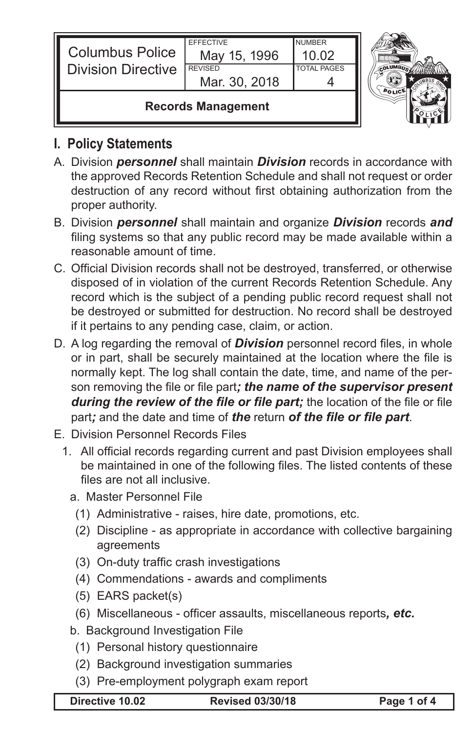| Columbus Police Division Directive | EFFECTIVE May 15, 1996 | NUMBER 10.02 |
| --- | --- | --- |
| | REVISED Mar. 30, 2018 | TOTAL PAGES 4 |
| **Records Management** | | |

## I. Policy Statements

A. Division ***personnel*** shall maintain ***Division*** records in accordance with the approved Records Retention Schedule and shall not request or order destruction of any record without first obtaining authorization from the proper authority.

B. Division ***personnel*** shall maintain and organize ***Division*** records ***and*** filing systems so that any public record may be made available within a reasonable amount of time.

C. Official Division records shall not be destroyed, transferred, or otherwise disposed of in violation of the current Records Retention Schedule. Any record which is the subject of a pending public record request shall not be destroyed or submitted for destruction. No record shall be destroyed if it pertains to any pending case, claim, or action.

D. A log regarding the removal of ***Division*** personnel record files, in whole or in part, shall be securely maintained at the location where the file is normally kept. The log shall contain the date, time, and name of the person removing the file or file part***; the name of the supervisor present during the review of the file or file part;*** the location of the file or file part***;*** and the date and time of ***the*** return ***of the file or file part***.

E. Division Personnel Records Files

1. All official records regarding current and past Division employees shall be maintained in one of the following files. The listed contents of these files are not all inclusive.

   a. Master Personnel File

      (1) Administrative - raises, hire date, promotions, etc.

      (2) Discipline - as appropriate in accordance with collective bargaining agreements

      (3) On-duty traffic crash investigations

      (4) Commendations - awards and compliments

      (5) EARS packet(s)

      (6) Miscellaneous - officer assaults, miscellaneous reports***, etc.***

   b. Background Investigation File

      (1) Personal history questionnaire

      (2) Background investigation summaries

      (3) Pre-employment polygraph exam report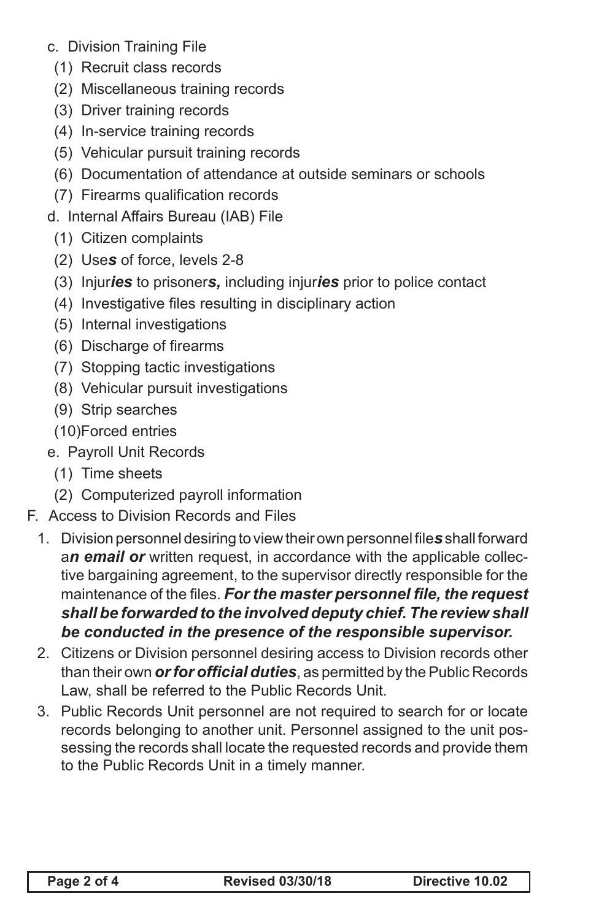c. Division Training File
   (1) Recruit class records
   (2) Miscellaneous training records
   (3) Driver training records
   (4) In-service training records
   (5) Vehicular pursuit training records
   (6) Documentation of attendance at outside seminars or schools
   (7) Firearms qualification records

d. Internal Affairs Bureau (IAB) File
   (1) Citizen complaints
   (2) Use***s*** of force, levels 2-8
   (3) Injur***ies*** to prisoner***s,*** including injur***ies*** prior to police contact
   (4) Investigative files resulting in disciplinary action
   (5) Internal investigations
   (6) Discharge of firearms
   (7) Stopping tactic investigations
   (8) Vehicular pursuit investigations
   (9) Strip searches
   (10) Forced entries

e. Payroll Unit Records
   (1) Time sheets
   (2) Computerized payroll information

F. Access to Division Records and Files

1. Division personnel desiring to view their own personnel file***s*** shall forward a***n email or*** written request, in accordance with the applicable collective bargaining agreement, to the supervisor directly responsible for the maintenance of the files. ***For the master personnel file, the request shall be forwarded to the involved deputy chief. The review shall be conducted in the presence of the responsible supervisor.***

2. Citizens or Division personnel desiring access to Division records other than their own ***or for official duties***, as permitted by the Public Records Law, shall be referred to the Public Records Unit.

3. Public Records Unit personnel are not required to search for or locate records belonging to another unit. Personnel assigned to the unit possessing the records shall locate the requested records and provide them to the Public Records Unit in a timely manner.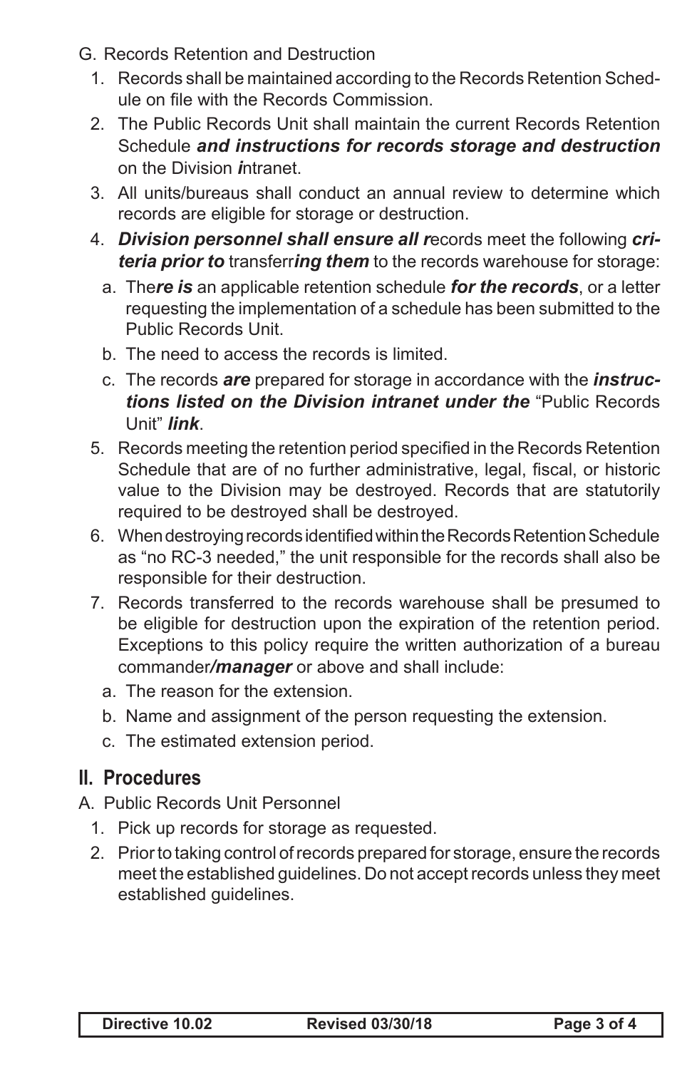G. Records Retention and Destruction

1. Records shall be maintained according to the Records Retention Schedule on file with the Records Commission.
2. The Public Records Unit shall maintain the current Records Retention Schedule ***and instructions for records storage and destruction*** on the Division ***i***ntranet.
3. All units/bureaus shall conduct an annual review to determine which records are eligible for storage or destruction.
4. ***Division personnel shall ensure all r***ecords meet the following ***criteria prior to*** transferr***ing them*** to the records warehouse for storage:
   a. The***re is*** an applicable retention schedule ***for the records***, or a letter requesting the implementation of a schedule has been submitted to the Public Records Unit.
   b. The need to access the records is limited.
   c. The records ***are*** prepared for storage in accordance with the ***instructions listed on the Division intranet under the*** "Public Records Unit" ***link***.
5. Records meeting the retention period specified in the Records Retention Schedule that are of no further administrative, legal, fiscal, or historic value to the Division may be destroyed. Records that are statutorily required to be destroyed shall be destroyed.
6. When destroying records identified within the Records Retention Schedule as "no RC-3 needed," the unit responsible for the records shall also be responsible for their destruction.
7. Records transferred to the records warehouse shall be presumed to be eligible for destruction upon the expiration of the retention period. Exceptions to this policy require the written authorization of a bureau commander***/manager*** or above and shall include:
   a. The reason for the extension.
   b. Name and assignment of the person requesting the extension.
   c. The estimated extension period.

## II. Procedures

A. Public Records Unit Personnel

1. Pick up records for storage as requested.
2. Prior to taking control of records prepared for storage, ensure the records meet the established guidelines. Do not accept records unless they meet established guidelines.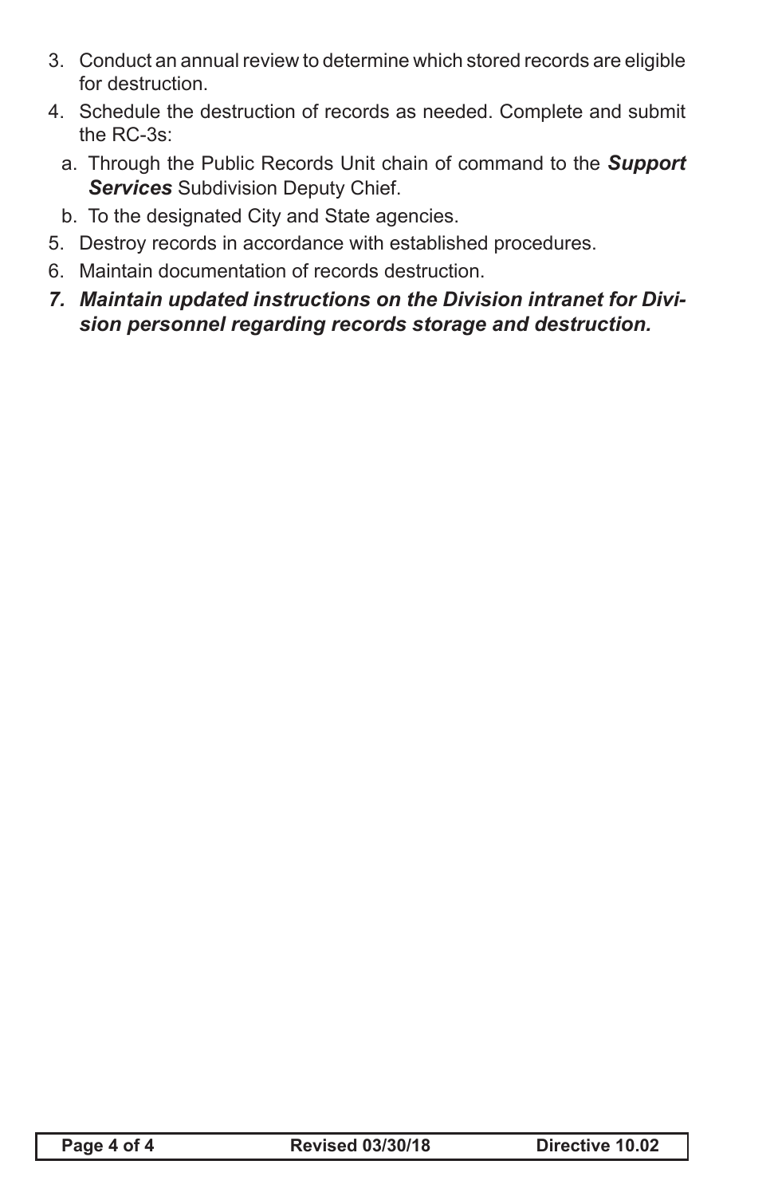3. Conduct an annual review to determine which stored records are eligible for destruction.
4. Schedule the destruction of records as needed. Complete and submit the RC-3s:
   a. Through the Public Records Unit chain of command to the ***Support Services*** Subdivision Deputy Chief.
   b. To the designated City and State agencies.
5. Destroy records in accordance with established procedures.
6. Maintain documentation of records destruction.
7. ***Maintain updated instructions on the Division intranet for Division personnel regarding records storage and destruction.***